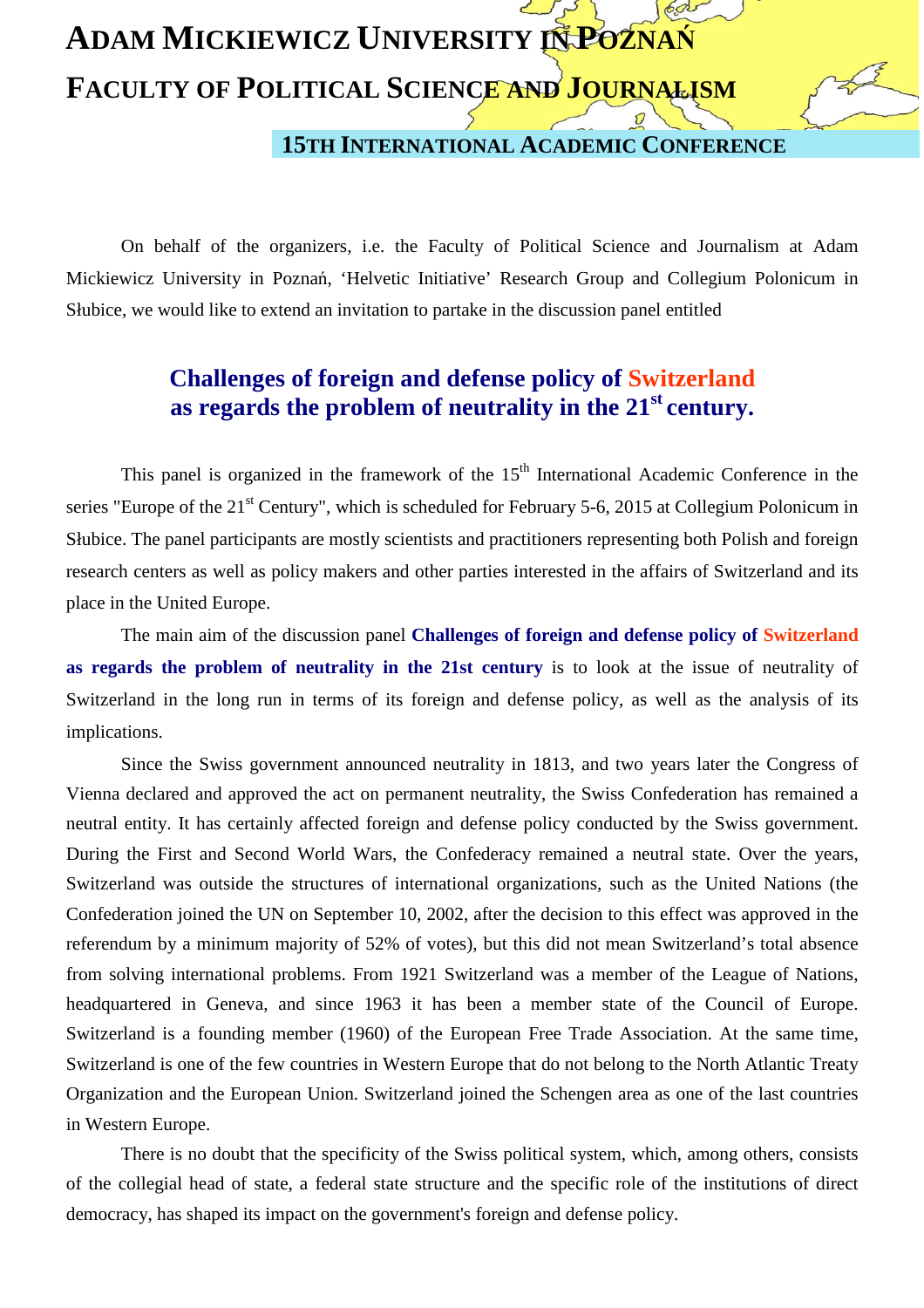# ADAM MICKIEWICZ UNIVERSITY IN POZNAŃ

# FACULTY OF POLITICAL SCIENCE AND JOURNALISM

### 15TH INTERNATIONAL ACADEMIC CONFERENCE

On behalf of the organizers, i.e. the Faculty of Political Science and Journalism at Adam Mickiewicz University in Poznań, 'Helvetic Initiative' Research Group and Collegium Polonicum in Słubice, we would like to extend an invitation to partake in the discussion panel entitled

## Challenges of foreign and defense policy of Switzerland as regards the problem of neutrality in the 21st century.

This panel is organized in the framework of the 15th International Academic Conference in the series "Europe of the 21st Century", which is scheduled for February 5-6, 2015 at Collegium Polonicum in Słubice. The panel participants are mostly scientists and practitioners representing both Polish and foreign research centers as well as policy makers and other parties interested in the affairs of Switzerland and its place in the United Europe.

The main aim of the discussion panel **Challenges of foreign and defense policy of Switzerland as regards the problem of neutrality in the 21st century** is to look at the issue of neutrality of Switzerland in the long run in terms of its foreign and defense policy, as well as the analysis of its implications.

Since the Swiss government announced neutrality in 1813, and two years later the Congress of Vienna declared and approved the act on permanent neutrality, the Swiss Confederation has remained a neutral entity. It has certainly affected foreign and defense policy conducted by the Swiss government. During the First and Second World Wars, the Confederacy remained a neutral state. Over the years, Switzerland was outside the structures of international organizations, such as the United Nations (the Confederation joined the UN on September 10, 2002, after the decision to this effect was approved in the referendum by a minimum majority of 52% of votes), but this did not mean Switzerland's total absence from solving international problems. From 1921 Switzerland was a member of the League of Nations, headquartered in Geneva, and since 1963 it has been a member state of the Council of Europe. Switzerland is a founding member (1960) of the European Free Trade Association. At the same time, Switzerland is one of the few countries in Western Europe that do not belong to the North Atlantic Treaty Organization and the European Union. Switzerland joined the Schengen area as one of the last countries in Western Europe.

There is no doubt that the specificity of the Swiss political system, which, among others, consists of the collegial head of state, a federal state structure and the specific role of the institutions of direct democracy, has shaped its impact on the government's foreign and defense policy.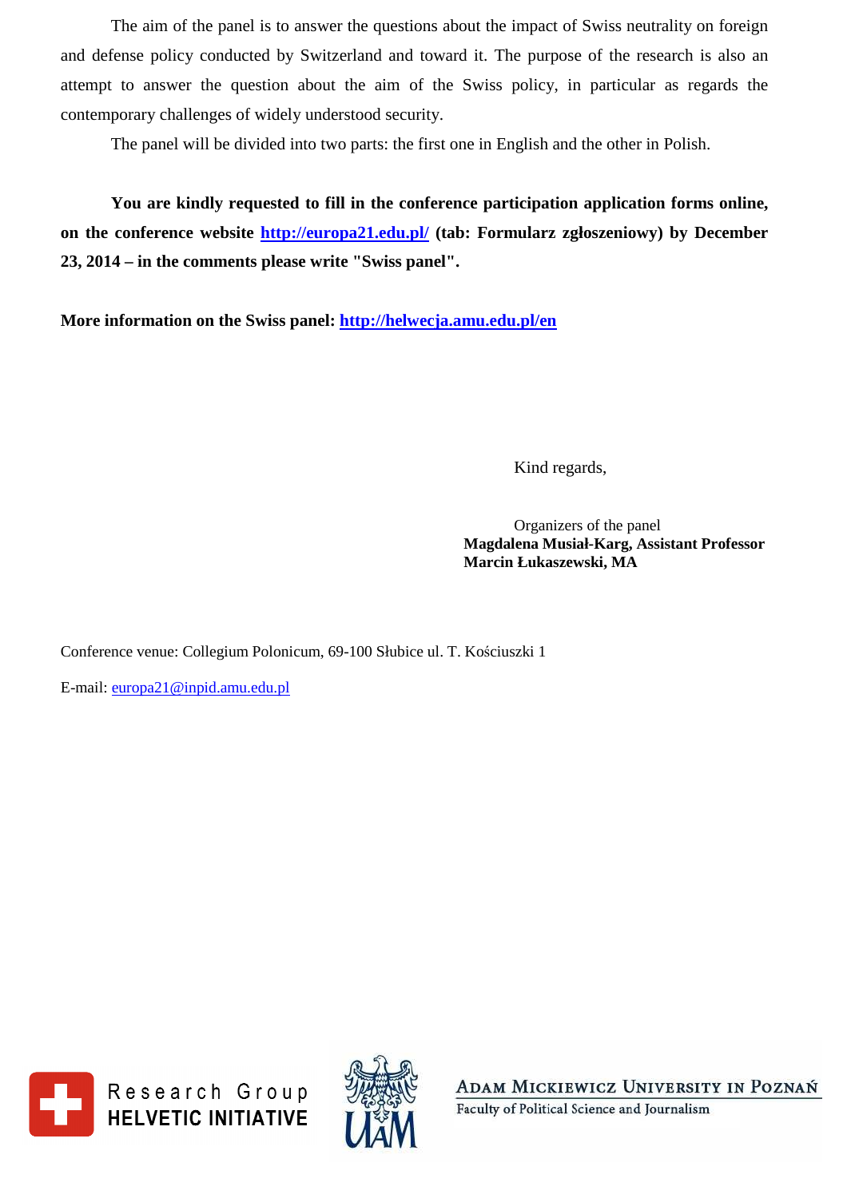The aim of the panel is to answer the questions about the impact of Swiss neutrality on foreign and defense policy conducted by Switzerland and toward it. The purpose of the research is also an attempt to answer the question about the aim of the Swiss policy, in particular as regards the contemporary challenges of widely understood security.

The panel will be divided into two parts: the first one in English and the other in Polish.

**You are kindly requested to fill in the conference participation application forms online, on the conference website http://europa21.edu.pl/ (tab: Formularz zgłoszeniowy) by December 23, 2014 – in the comments please write "Swiss panel".**

**More information on the Swiss panel: http://helwecja.amu.edu.pl/en**

Kind regards,

Organizers of the panel
**Magdalena Musiał-Karg, Assistant Professor**
**Marcin Łukaszewski, MA**

Conference venue: Collegium Polonicum, 69-100 Słubice ul. T. Kościuszki 1

E-mail: europa21@inpid.amu.edu.pl

Research Group
HELVETIC INITIATIVE

Adam Mickiewicz University in Poznań
Faculty of Political Science and Journalism